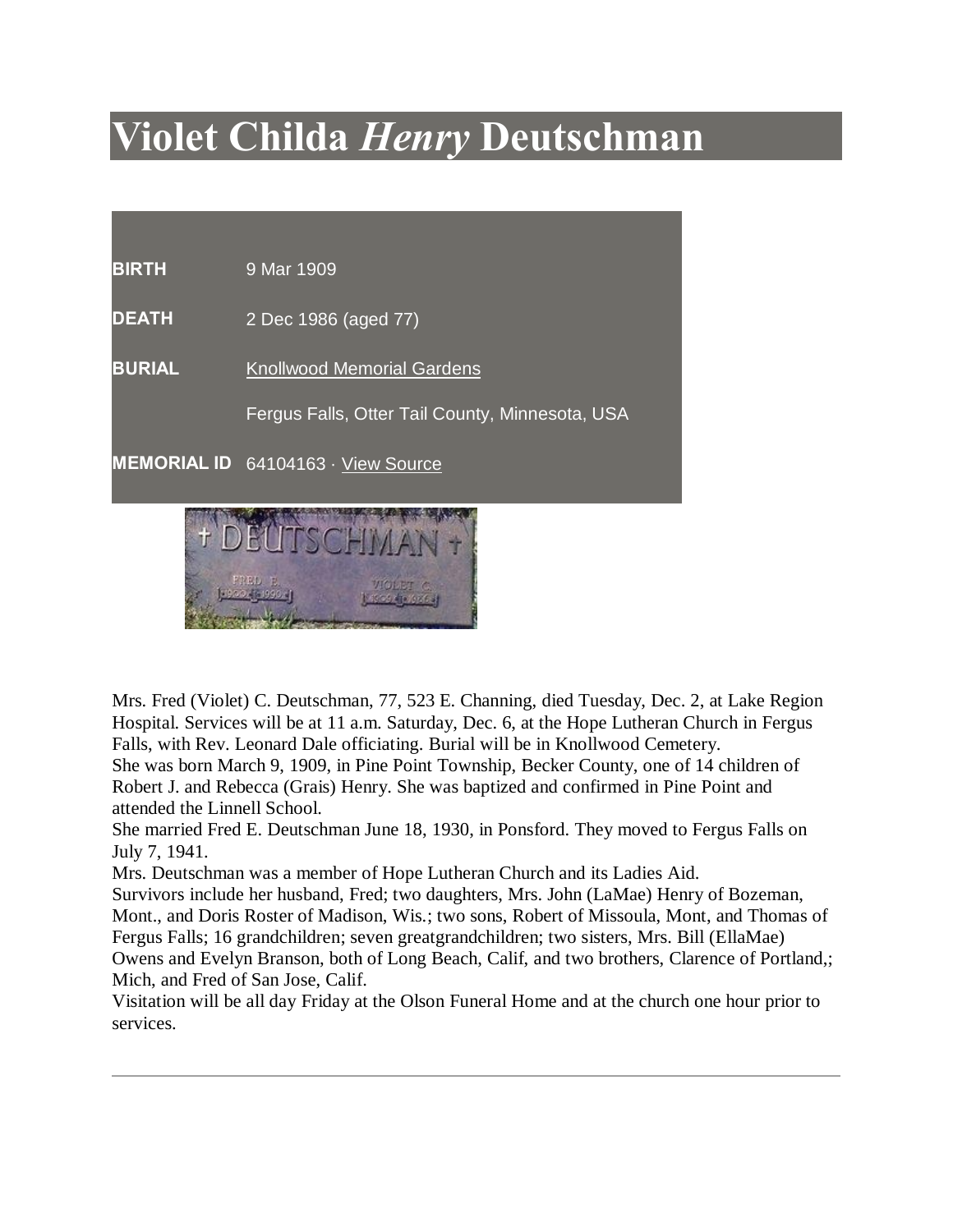# Violet Childa *Henry* Deutschman

| | |
|---|---|
| **BIRTH** | 9 Mar 1909 |
| **DEATH** | 2 Dec 1986 (aged 77) |
| **BURIAL** | Knollwood Memorial Gardens<br>Fergus Falls, Otter Tail County, Minnesota, USA |
| **MEMORIAL ID** | 64104163 · View Source |

Mrs. Fred (Violet) C. Deutschman, 77, 523 E. Channing, died Tuesday, Dec. 2, at Lake Region Hospital. Services will be at 11 a.m. Saturday, Dec. 6, at the Hope Lutheran Church in Fergus Falls, with Rev. Leonard Dale officiating. Burial will be in Knollwood Cemetery.
She was born March 9, 1909, in Pine Point Township, Becker County, one of 14 children of Robert J. and Rebecca (Grais) Henry. She was baptized and confirmed in Pine Point and attended the Linnell School.
She married Fred E. Deutschman June 18, 1930, in Ponsford. They moved to Fergus Falls on July 7, 1941.
Mrs. Deutschman was a member of Hope Lutheran Church and its Ladies Aid.
Survivors include her husband, Fred; two daughters, Mrs. John (LaMae) Henry of Bozeman, Mont., and Doris Roster of Madison, Wis.; two sons, Robert of Missoula, Mont, and Thomas of Fergus Falls; 16 grandchildren; seven greatgrandchildren; two sisters, Mrs. Bill (EllaMae) Owens and Evelyn Branson, both of Long Beach, Calif, and two brothers, Clarence of Portland,; Mich, and Fred of San Jose, Calif.
Visitation will be all day Friday at the Olson Funeral Home and at the church one hour prior to services.

---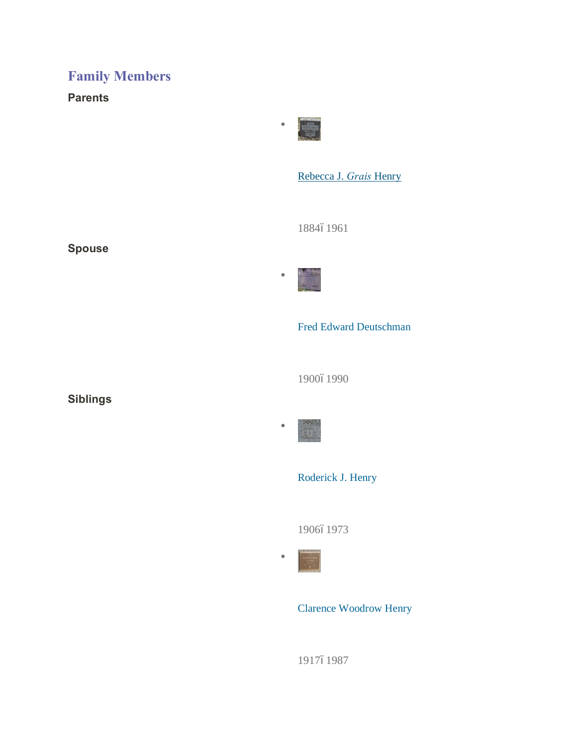## Family Members

### Parents

- Rebecca J. *Grais* Henry

  1884ï 1961

### Spouse

- Fred Edward Deutschman

  1900ï 1990

### Siblings

- Roderick J. Henry

  1906ï 1973

- Clarence Woodrow Henry

  1917ï 1987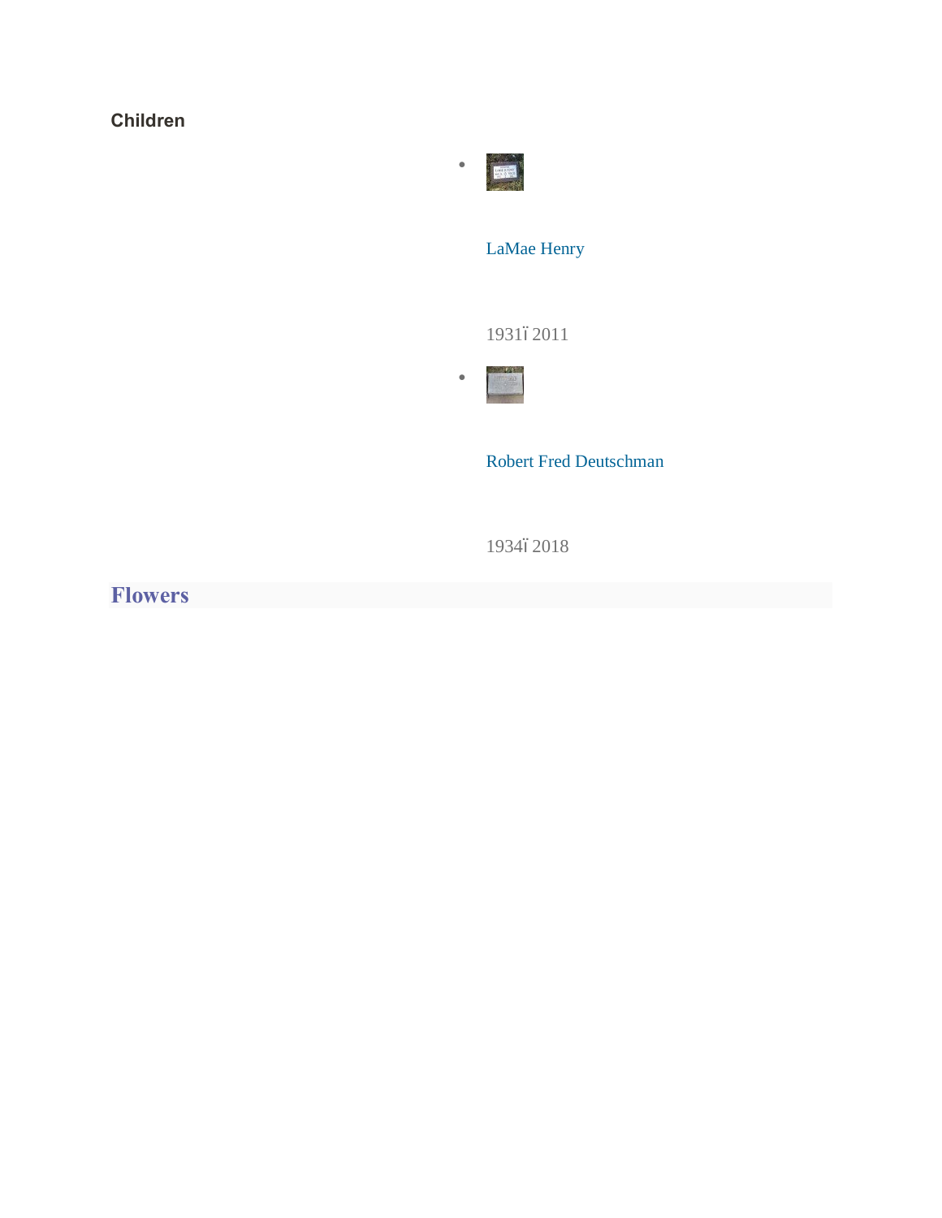## Children

- LaMae Henry

  1931ï 2011

- Robert Fred Deutschman

  1934ï 2018

## Flowers